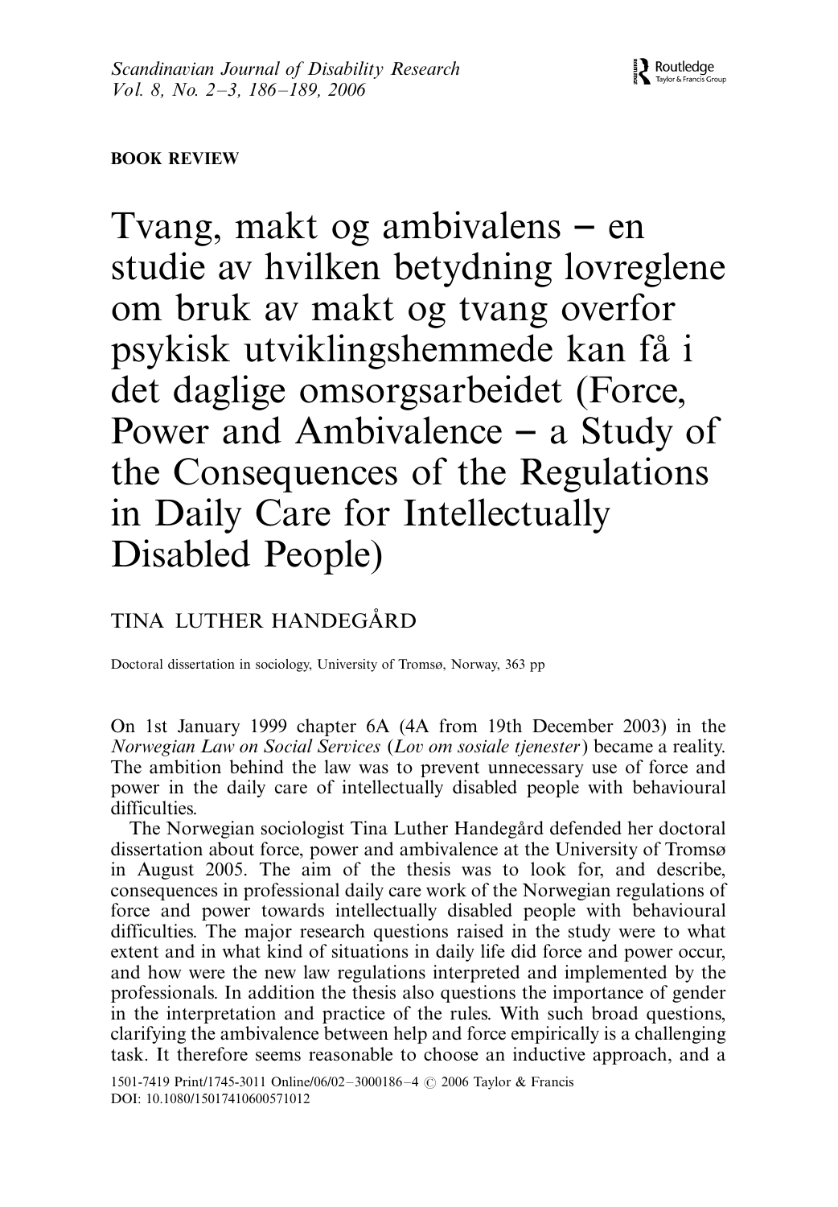BOOK REVIEW

# Tvang, makt og ambivalens – en studie av hvilken betydning lovreglene om bruk av makt og tvang overfor psykisk utviklingshemmede kan få i det daglige omsorgsarbeidet (Force, Power and Ambivalence – a Study of the Consequences of the Regulations in Daily Care for Intellectually Disabled People)

TINA LUTHER HANDEGÅRD

Doctoral dissertation in sociology, University of Tromsø, Norway, 363 pp

On 1st January 1999 chapter 6A (4A from 19th December 2003) in the *Norwegian Law on Social Services* (*Lov om sosiale tjenester*) became a reality. The ambition behind the law was to prevent unnecessary use of force and power in the daily care of intellectually disabled people with behavioural difficulties.

The Norwegian sociologist Tina Luther Handegård defended her doctoral dissertation about force, power and ambivalence at the University of Tromsø in August 2005. The aim of the thesis was to look for, and describe, consequences in professional daily care work of the Norwegian regulations of force and power towards intellectually disabled people with behavioural difficulties. The major research questions raised in the study were to what extent and in what kind of situations in daily life did force and power occur, and how were the new law regulations interpreted and implemented by the professionals. In addition the thesis also questions the importance of gender in the interpretation and practice of the rules. With such broad questions, clarifying the ambivalence between help and force empirically is a challenging task. It therefore seems reasonable to choose an inductive approach, and a

1501-7419 Print/1745-3011 Online/06/02–3000186–4 © 2006 Taylor & Francis
DOI: 10.1080/15017410600571012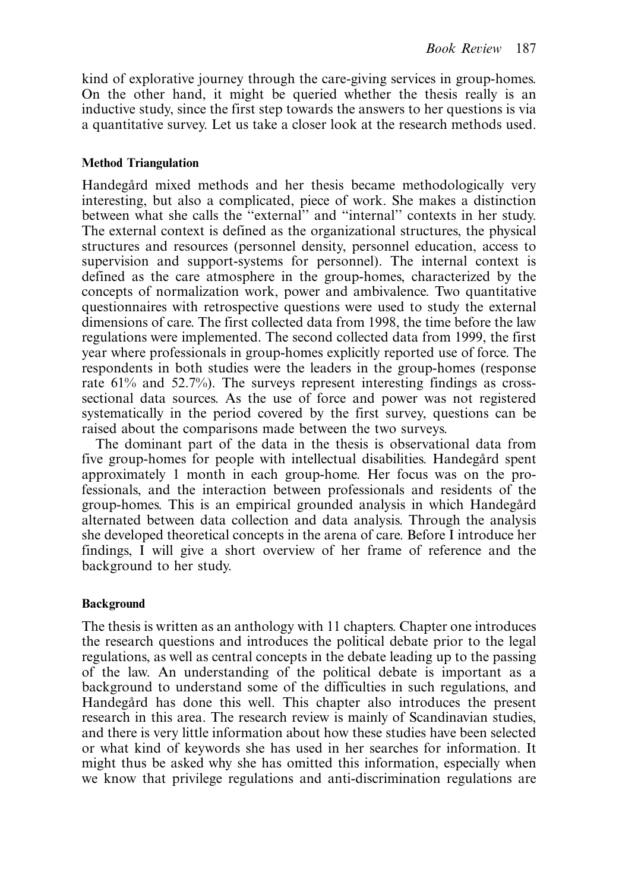kind of explorative journey through the care-giving services in group-homes. On the other hand, it might be queried whether the thesis really is an inductive study, since the first step towards the answers to her questions is via a quantitative survey. Let us take a closer look at the research methods used.

### Method Triangulation

Handegård mixed methods and her thesis became methodologically very interesting, but also a complicated, piece of work. She makes a distinction between what she calls the "external" and "internal" contexts in her study. The external context is defined as the organizational structures, the physical structures and resources (personnel density, personnel education, access to supervision and support-systems for personnel). The internal context is defined as the care atmosphere in the group-homes, characterized by the concepts of normalization work, power and ambivalence. Two quantitative questionnaires with retrospective questions were used to study the external dimensions of care. The first collected data from 1998, the time before the law regulations were implemented. The second collected data from 1999, the first year where professionals in group-homes explicitly reported use of force. The respondents in both studies were the leaders in the group-homes (response rate 61% and 52.7%). The surveys represent interesting findings as cross-sectional data sources. As the use of force and power was not registered systematically in the period covered by the first survey, questions can be raised about the comparisons made between the two surveys.

The dominant part of the data in the thesis is observational data from five group-homes for people with intellectual disabilities. Handegård spent approximately 1 month in each group-home. Her focus was on the professionals, and the interaction between professionals and residents of the group-homes. This is an empirical grounded analysis in which Handegård alternated between data collection and data analysis. Through the analysis she developed theoretical concepts in the arena of care. Before I introduce her findings, I will give a short overview of her frame of reference and the background to her study.

### Background

The thesis is written as an anthology with 11 chapters. Chapter one introduces the research questions and introduces the political debate prior to the legal regulations, as well as central concepts in the debate leading up to the passing of the law. An understanding of the political debate is important as a background to understand some of the difficulties in such regulations, and Handegård has done this well. This chapter also introduces the present research in this area. The research review is mainly of Scandinavian studies, and there is very little information about how these studies have been selected or what kind of keywords she has used in her searches for information. It might thus be asked why she has omitted this information, especially when we know that privilege regulations and anti-discrimination regulations are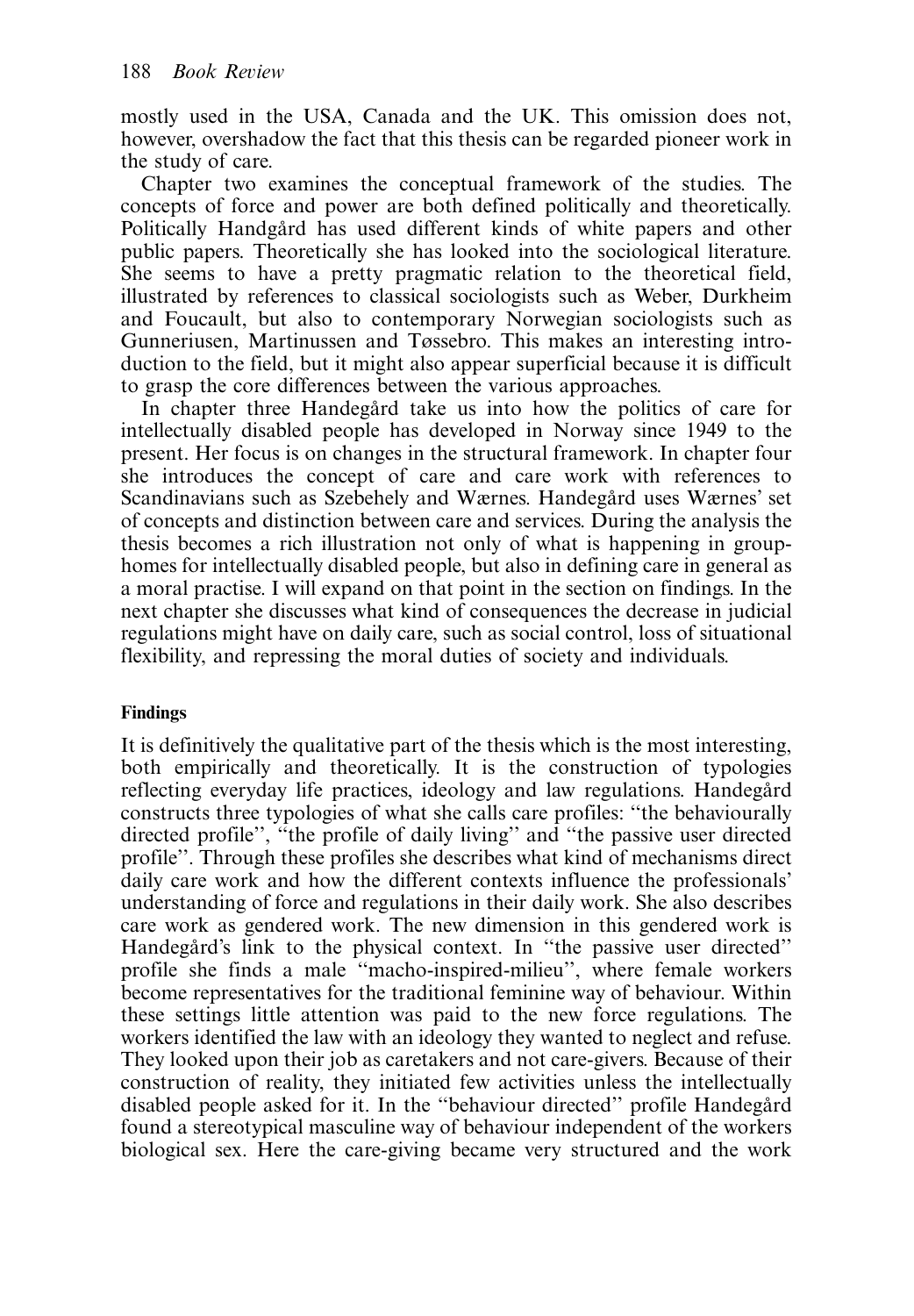mostly used in the USA, Canada and the UK. This omission does not, however, overshadow the fact that this thesis can be regarded pioneer work in the study of care.

Chapter two examines the conceptual framework of the studies. The concepts of force and power are both defined politically and theoretically. Politically Handgård has used different kinds of white papers and other public papers. Theoretically she has looked into the sociological literature. She seems to have a pretty pragmatic relation to the theoretical field, illustrated by references to classical sociologists such as Weber, Durkheim and Foucault, but also to contemporary Norwegian sociologists such as Gunneriusen, Martinussen and Tøssebro. This makes an interesting introduction to the field, but it might also appear superficial because it is difficult to grasp the core differences between the various approaches.

In chapter three Handegård take us into how the politics of care for intellectually disabled people has developed in Norway since 1949 to the present. Her focus is on changes in the structural framework. In chapter four she introduces the concept of care and care work with references to Scandinavians such as Szebehely and Wærnes. Handegård uses Wærnes' set of concepts and distinction between care and services. During the analysis the thesis becomes a rich illustration not only of what is happening in group-homes for intellectually disabled people, but also in defining care in general as a moral practise. I will expand on that point in the section on findings. In the next chapter she discusses what kind of consequences the decrease in judicial regulations might have on daily care, such as social control, loss of situational flexibility, and repressing the moral duties of society and individuals.

#### Findings

It is definitively the qualitative part of the thesis which is the most interesting, both empirically and theoretically. It is the construction of typologies reflecting everyday life practices, ideology and law regulations. Handegård constructs three typologies of what she calls care profiles: "the behaviourally directed profile", "the profile of daily living" and "the passive user directed profile". Through these profiles she describes what kind of mechanisms direct daily care work and how the different contexts influence the professionals' understanding of force and regulations in their daily work. She also describes care work as gendered work. The new dimension in this gendered work is Handegård's link to the physical context. In "the passive user directed" profile she finds a male "macho-inspired-milieu", where female workers become representatives for the traditional feminine way of behaviour. Within these settings little attention was paid to the new force regulations. The workers identified the law with an ideology they wanted to neglect and refuse. They looked upon their job as caretakers and not care-givers. Because of their construction of reality, they initiated few activities unless the intellectually disabled people asked for it. In the "behaviour directed" profile Handegård found a stereotypical masculine way of behaviour independent of the workers biological sex. Here the care-giving became very structured and the work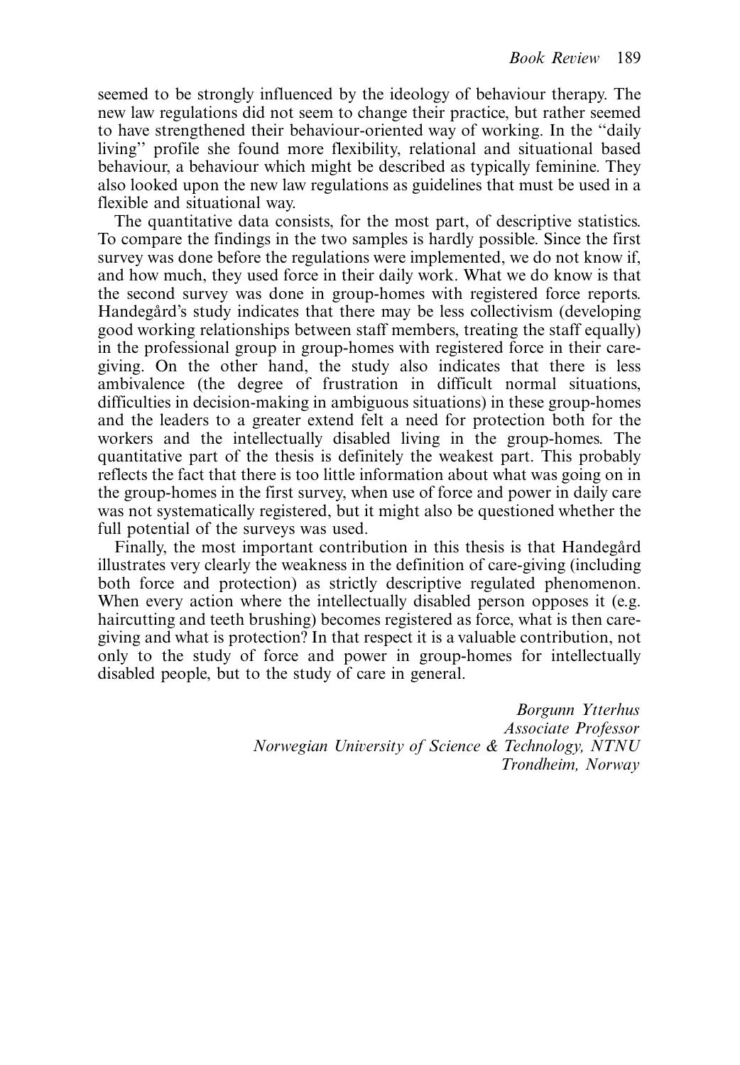seemed to be strongly influenced by the ideology of behaviour therapy. The new law regulations did not seem to change their practice, but rather seemed to have strengthened their behaviour-oriented way of working. In the "daily living" profile she found more flexibility, relational and situational based behaviour, a behaviour which might be described as typically feminine. They also looked upon the new law regulations as guidelines that must be used in a flexible and situational way.

The quantitative data consists, for the most part, of descriptive statistics. To compare the findings in the two samples is hardly possible. Since the first survey was done before the regulations were implemented, we do not know if, and how much, they used force in their daily work. What we do know is that the second survey was done in group-homes with registered force reports. Handegård's study indicates that there may be less collectivism (developing good working relationships between staff members, treating the staff equally) in the professional group in group-homes with registered force in their care-giving. On the other hand, the study also indicates that there is less ambivalence (the degree of frustration in difficult normal situations, difficulties in decision-making in ambiguous situations) in these group-homes and the leaders to a greater extend felt a need for protection both for the workers and the intellectually disabled living in the group-homes. The quantitative part of the thesis is definitely the weakest part. This probably reflects the fact that there is too little information about what was going on in the group-homes in the first survey, when use of force and power in daily care was not systematically registered, but it might also be questioned whether the full potential of the surveys was used.

Finally, the most important contribution in this thesis is that Handegård illustrates very clearly the weakness in the definition of care-giving (including both force and protection) as strictly descriptive regulated phenomenon. When every action where the intellectually disabled person opposes it (e.g. haircutting and teeth brushing) becomes registered as force, what is then care-giving and what is protection? In that respect it is a valuable contribution, not only to the study of force and power in group-homes for intellectually disabled people, but to the study of care in general.

*Borgunn Ytterhus*
*Associate Professor*
*Norwegian University of Science & Technology, NTNU*
*Trondheim, Norway*